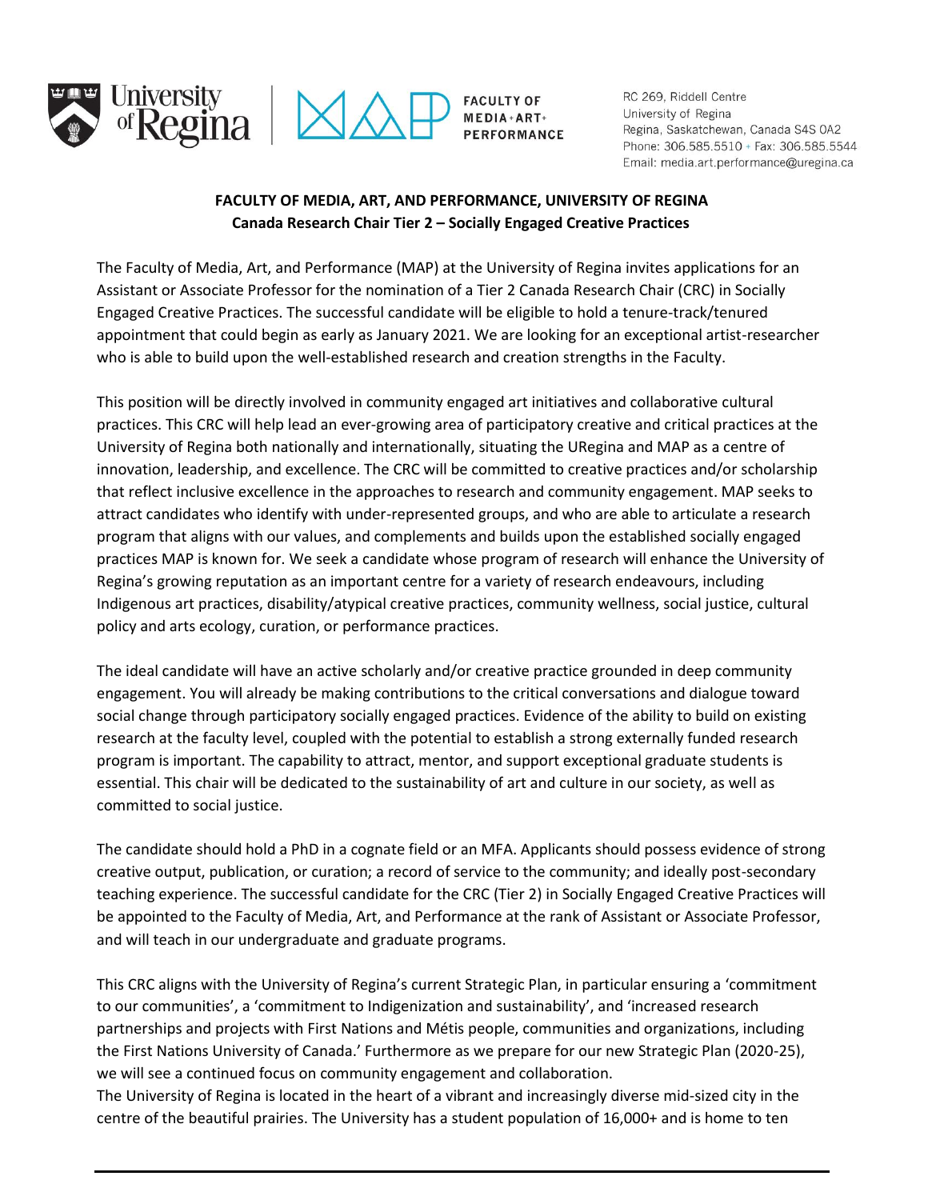RC 269, Riddell Centre
University of Regina
Regina, Saskatchewan, Canada S4S 0A2
Phone: 306.585.5510 • Fax: 306.585.5544
Email: media.art.performance@uregina.ca

**FACULTY OF MEDIA, ART, AND PERFORMANCE, UNIVERSITY OF REGINA**
**Canada Research Chair Tier 2 – Socially Engaged Creative Practices**

The Faculty of Media, Art, and Performance (MAP) at the University of Regina invites applications for an Assistant or Associate Professor for the nomination of a Tier 2 Canada Research Chair (CRC) in Socially Engaged Creative Practices. The successful candidate will be eligible to hold a tenure-track/tenured appointment that could begin as early as January 2021. We are looking for an exceptional artist-researcher who is able to build upon the well-established research and creation strengths in the Faculty.

This position will be directly involved in community engaged art initiatives and collaborative cultural practices. This CRC will help lead an ever-growing area of participatory creative and critical practices at the University of Regina both nationally and internationally, situating the URegina and MAP as a centre of innovation, leadership, and excellence. The CRC will be committed to creative practices and/or scholarship that reflect inclusive excellence in the approaches to research and community engagement. MAP seeks to attract candidates who identify with under-represented groups, and who are able to articulate a research program that aligns with our values, and complements and builds upon the established socially engaged practices MAP is known for. We seek a candidate whose program of research will enhance the University of Regina's growing reputation as an important centre for a variety of research endeavours, including Indigenous art practices, disability/atypical creative practices, community wellness, social justice, cultural policy and arts ecology, curation, or performance practices.

The ideal candidate will have an active scholarly and/or creative practice grounded in deep community engagement. You will already be making contributions to the critical conversations and dialogue toward social change through participatory socially engaged practices. Evidence of the ability to build on existing research at the faculty level, coupled with the potential to establish a strong externally funded research program is important. The capability to attract, mentor, and support exceptional graduate students is essential. This chair will be dedicated to the sustainability of art and culture in our society, as well as committed to social justice.

The candidate should hold a PhD in a cognate field or an MFA. Applicants should possess evidence of strong creative output, publication, or curation; a record of service to the community; and ideally post-secondary teaching experience. The successful candidate for the CRC (Tier 2) in Socially Engaged Creative Practices will be appointed to the Faculty of Media, Art, and Performance at the rank of Assistant or Associate Professor, and will teach in our undergraduate and graduate programs.

This CRC aligns with the University of Regina's current Strategic Plan, in particular ensuring a 'commitment to our communities', a 'commitment to Indigenization and sustainability', and 'increased research partnerships and projects with First Nations and Métis people, communities and organizations, including the First Nations University of Canada.' Furthermore as we prepare for our new Strategic Plan (2020-25), we will see a continued focus on community engagement and collaboration.

The University of Regina is located in the heart of a vibrant and increasingly diverse mid-sized city in the centre of the beautiful prairies. The University has a student population of 16,000+ and is home to ten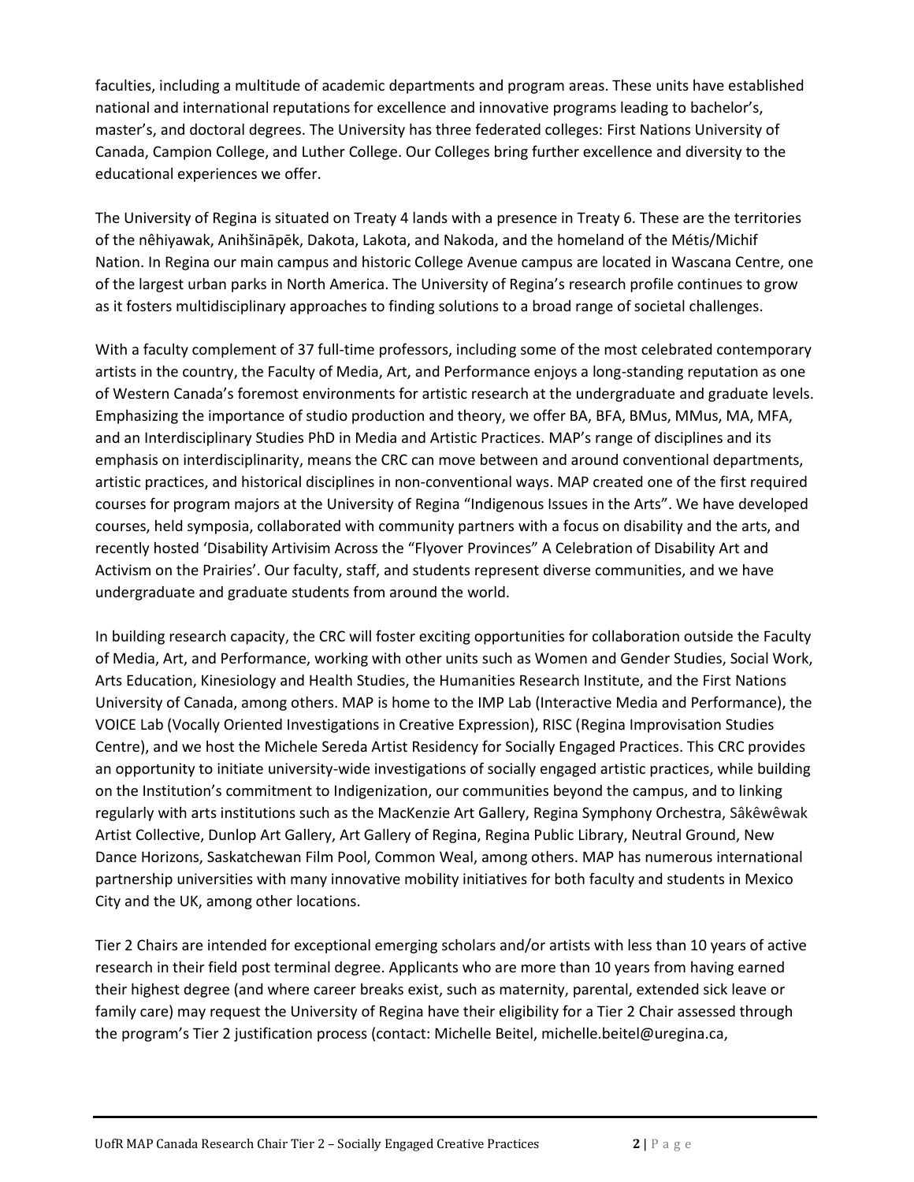faculties, including a multitude of academic departments and program areas. These units have established national and international reputations for excellence and innovative programs leading to bachelor's, master's, and doctoral degrees. The University has three federated colleges: First Nations University of Canada, Campion College, and Luther College. Our Colleges bring further excellence and diversity to the educational experiences we offer.

The University of Regina is situated on Treaty 4 lands with a presence in Treaty 6. These are the territories of the nêhiyawak, Anihšināpēk, Dakota, Lakota, and Nakoda, and the homeland of the Métis/Michif Nation. In Regina our main campus and historic College Avenue campus are located in Wascana Centre, one of the largest urban parks in North America. The University of Regina's research profile continues to grow as it fosters multidisciplinary approaches to finding solutions to a broad range of societal challenges.

With a faculty complement of 37 full-time professors, including some of the most celebrated contemporary artists in the country, the Faculty of Media, Art, and Performance enjoys a long-standing reputation as one of Western Canada's foremost environments for artistic research at the undergraduate and graduate levels. Emphasizing the importance of studio production and theory, we offer BA, BFA, BMus, MMus, MA, MFA, and an Interdisciplinary Studies PhD in Media and Artistic Practices. MAP's range of disciplines and its emphasis on interdisciplinarity, means the CRC can move between and around conventional departments, artistic practices, and historical disciplines in non-conventional ways. MAP created one of the first required courses for program majors at the University of Regina "Indigenous Issues in the Arts". We have developed courses, held symposia, collaborated with community partners with a focus on disability and the arts, and recently hosted 'Disability Artivisim Across the "Flyover Provinces" A Celebration of Disability Art and Activism on the Prairies'. Our faculty, staff, and students represent diverse communities, and we have undergraduate and graduate students from around the world.

In building research capacity, the CRC will foster exciting opportunities for collaboration outside the Faculty of Media, Art, and Performance, working with other units such as Women and Gender Studies, Social Work, Arts Education, Kinesiology and Health Studies, the Humanities Research Institute, and the First Nations University of Canada, among others. MAP is home to the IMP Lab (Interactive Media and Performance), the VOICE Lab (Vocally Oriented Investigations in Creative Expression), RISC (Regina Improvisation Studies Centre), and we host the Michele Sereda Artist Residency for Socially Engaged Practices. This CRC provides an opportunity to initiate university-wide investigations of socially engaged artistic practices, while building on the Institution's commitment to Indigenization, our communities beyond the campus, and to linking regularly with arts institutions such as the MacKenzie Art Gallery, Regina Symphony Orchestra, Sâkêwêwak Artist Collective, Dunlop Art Gallery, Art Gallery of Regina, Regina Public Library, Neutral Ground, New Dance Horizons, Saskatchewan Film Pool, Common Weal, among others. MAP has numerous international partnership universities with many innovative mobility initiatives for both faculty and students in Mexico City and the UK, among other locations.

Tier 2 Chairs are intended for exceptional emerging scholars and/or artists with less than 10 years of active research in their field post terminal degree. Applicants who are more than 10 years from having earned their highest degree (and where career breaks exist, such as maternity, parental, extended sick leave or family care) may request the University of Regina have their eligibility for a Tier 2 Chair assessed through the program's Tier 2 justification process (contact: Michelle Beitel, michelle.beitel@uregina.ca,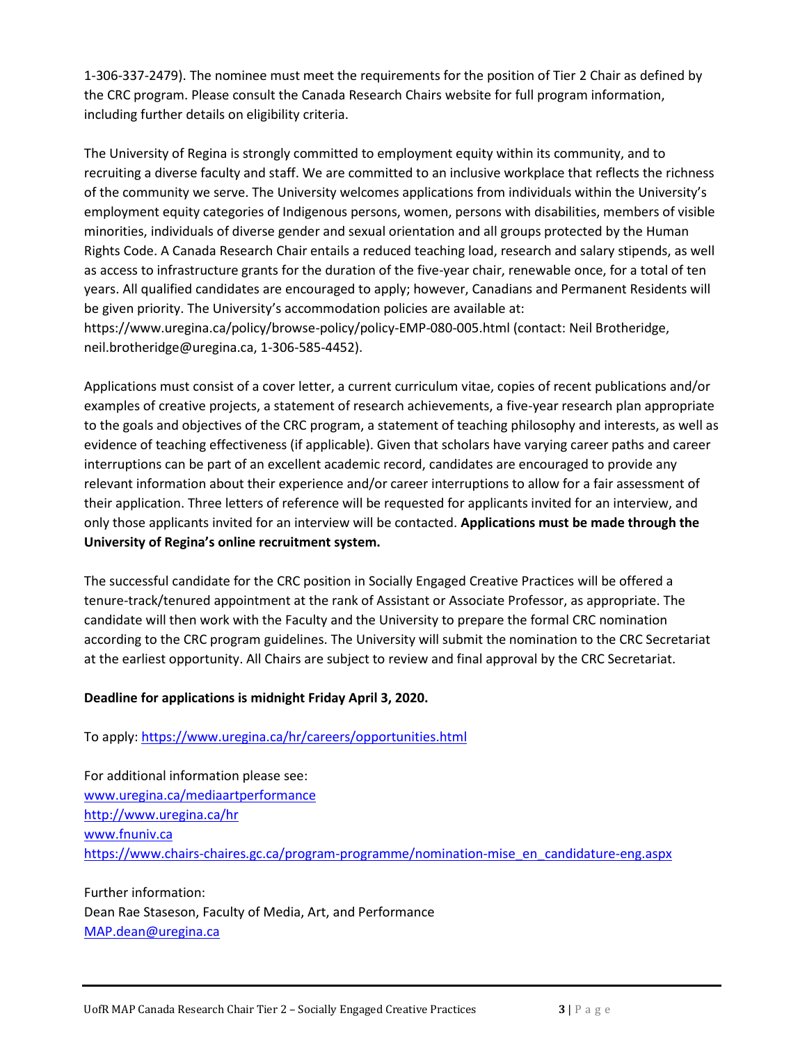1-306-337-2479). The nominee must meet the requirements for the position of Tier 2 Chair as defined by the CRC program. Please consult the Canada Research Chairs website for full program information, including further details on eligibility criteria.

The University of Regina is strongly committed to employment equity within its community, and to recruiting a diverse faculty and staff. We are committed to an inclusive workplace that reflects the richness of the community we serve. The University welcomes applications from individuals within the University's employment equity categories of Indigenous persons, women, persons with disabilities, members of visible minorities, individuals of diverse gender and sexual orientation and all groups protected by the Human Rights Code. A Canada Research Chair entails a reduced teaching load, research and salary stipends, as well as access to infrastructure grants for the duration of the five-year chair, renewable once, for a total of ten years. All qualified candidates are encouraged to apply; however, Canadians and Permanent Residents will be given priority. The University's accommodation policies are available at: https://www.uregina.ca/policy/browse-policy/policy-EMP-080-005.html (contact: Neil Brotheridge, neil.brotheridge@uregina.ca, 1-306-585-4452).

Applications must consist of a cover letter, a current curriculum vitae, copies of recent publications and/or examples of creative projects, a statement of research achievements, a five-year research plan appropriate to the goals and objectives of the CRC program, a statement of teaching philosophy and interests, as well as evidence of teaching effectiveness (if applicable). Given that scholars have varying career paths and career interruptions can be part of an excellent academic record, candidates are encouraged to provide any relevant information about their experience and/or career interruptions to allow for a fair assessment of their application. Three letters of reference will be requested for applicants invited for an interview, and only those applicants invited for an interview will be contacted. **Applications must be made through the University of Regina's online recruitment system.**

The successful candidate for the CRC position in Socially Engaged Creative Practices will be offered a tenure-track/tenured appointment at the rank of Assistant or Associate Professor, as appropriate. The candidate will then work with the Faculty and the University to prepare the formal CRC nomination according to the CRC program guidelines. The University will submit the nomination to the CRC Secretariat at the earliest opportunity. All Chairs are subject to review and final approval by the CRC Secretariat.

**Deadline for applications is midnight Friday April 3, 2020.**

To apply: https://www.uregina.ca/hr/careers/opportunities.html

For additional information please see:
www.uregina.ca/mediaartperformance
http://www.uregina.ca/hr
www.fnuniv.ca
https://www.chairs-chaires.gc.ca/program-programme/nomination-mise_en_candidature-eng.aspx

Further information:
Dean Rae Staseson, Faculty of Media, Art, and Performance
MAP.dean@uregina.ca